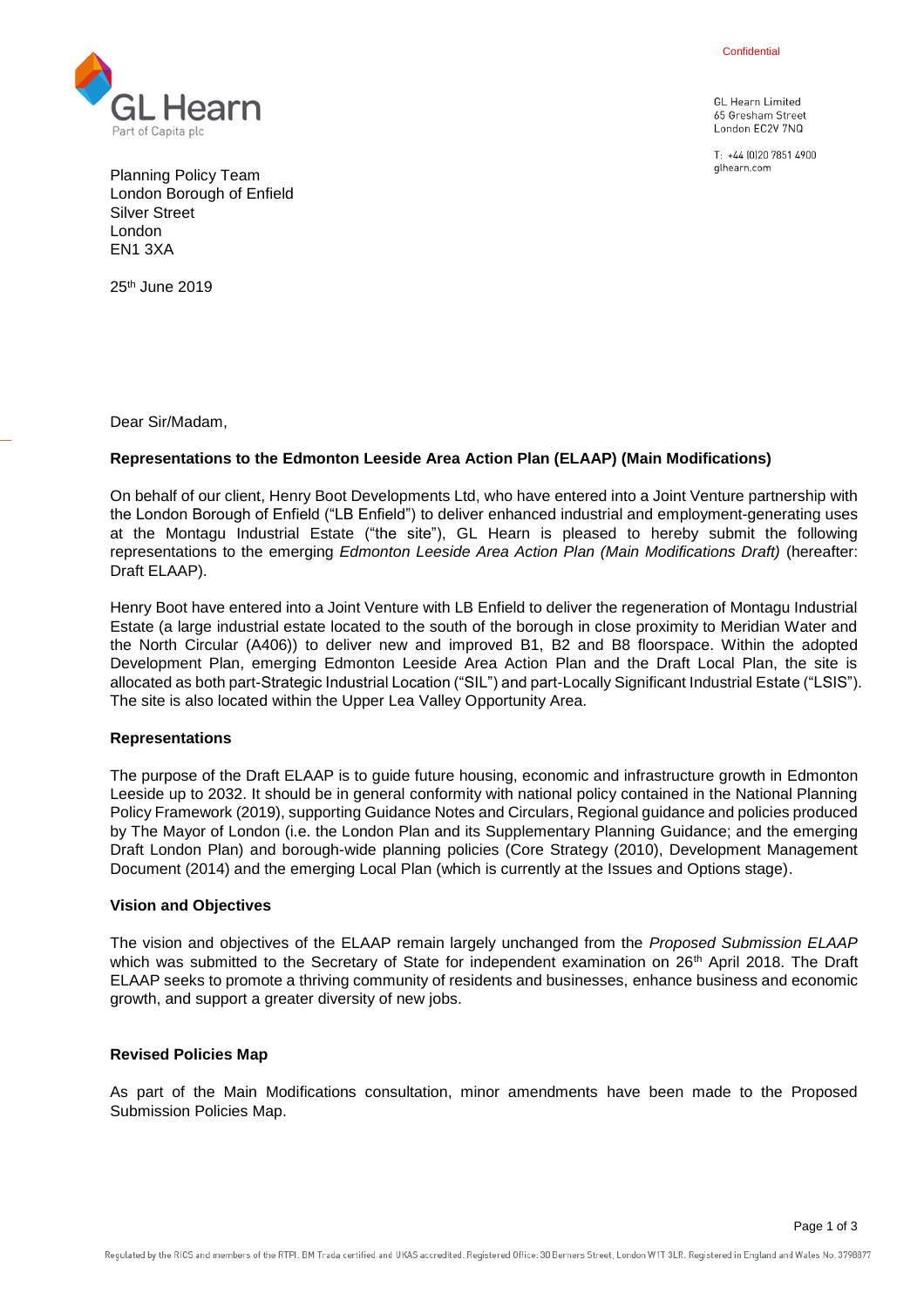Confidential

GL Hearn
Part of Capita plc

GL Hearn Limited
65 Gresham Street
London EC2V 7NQ

T: +44 (0)20 7851 4900
glhearn.com

Planning Policy Team
London Borough of Enfield
Silver Street
London
EN1 3XA

25th June 2019

Dear Sir/Madam,

**Representations to the Edmonton Leeside Area Action Plan (ELAAP) (Main Modifications)**

On behalf of our client, Henry Boot Developments Ltd, who have entered into a Joint Venture partnership with the London Borough of Enfield ("LB Enfield") to deliver enhanced industrial and employment-generating uses at the Montagu Industrial Estate ("the site"), GL Hearn is pleased to hereby submit the following representations to the emerging *Edmonton Leeside Area Action Plan (Main Modifications Draft)* (hereafter: Draft ELAAP).

Henry Boot have entered into a Joint Venture with LB Enfield to deliver the regeneration of Montagu Industrial Estate (a large industrial estate located to the south of the borough in close proximity to Meridian Water and the North Circular (A406)) to deliver new and improved B1, B2 and B8 floorspace. Within the adopted Development Plan, emerging Edmonton Leeside Area Action Plan and the Draft Local Plan, the site is allocated as both part-Strategic Industrial Location ("SIL") and part-Locally Significant Industrial Estate ("LSIS"). The site is also located within the Upper Lea Valley Opportunity Area.

**Representations**

The purpose of the Draft ELAAP is to guide future housing, economic and infrastructure growth in Edmonton Leeside up to 2032. It should be in general conformity with national policy contained in the National Planning Policy Framework (2019), supporting Guidance Notes and Circulars, Regional guidance and policies produced by The Mayor of London (i.e. the London Plan and its Supplementary Planning Guidance; and the emerging Draft London Plan) and borough-wide planning policies (Core Strategy (2010), Development Management Document (2014) and the emerging Local Plan (which is currently at the Issues and Options stage).

**Vision and Objectives**

The vision and objectives of the ELAAP remain largely unchanged from the *Proposed Submission ELAAP* which was submitted to the Secretary of State for independent examination on 26th April 2018. The Draft ELAAP seeks to promote a thriving community of residents and businesses, enhance business and economic growth, and support a greater diversity of new jobs.

**Revised Policies Map**

As part of the Main Modifications consultation, minor amendments have been made to the Proposed Submission Policies Map.

Regulated by the RICS and members of the RTPI. BM Trada certified and UKAS accredited. Registered Office: 30 Berners Street, London W1T 3LR. Registered in England and Wales No. 3798877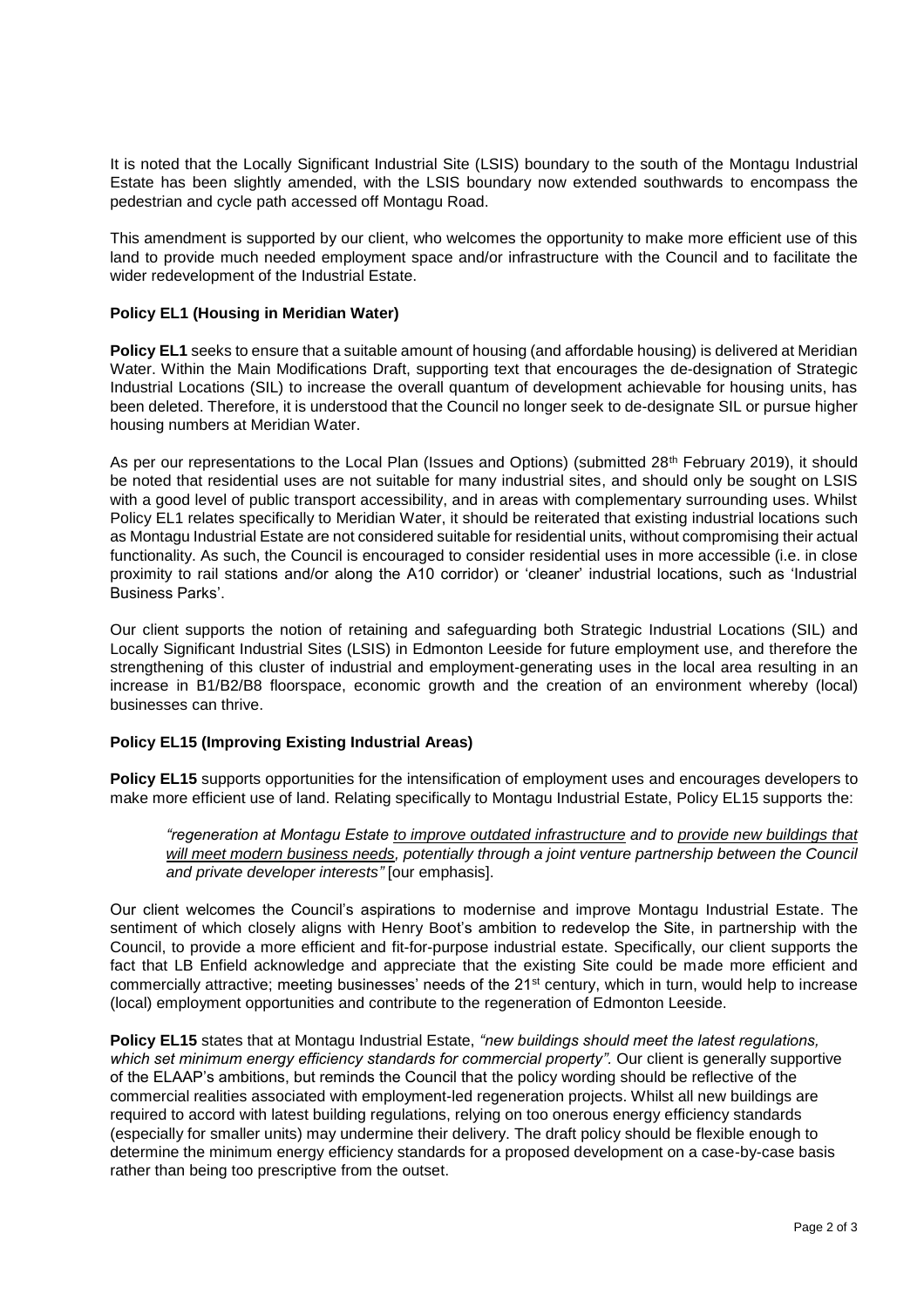It is noted that the Locally Significant Industrial Site (LSIS) boundary to the south of the Montagu Industrial Estate has been slightly amended, with the LSIS boundary now extended southwards to encompass the pedestrian and cycle path accessed off Montagu Road.

This amendment is supported by our client, who welcomes the opportunity to make more efficient use of this land to provide much needed employment space and/or infrastructure with the Council and to facilitate the wider redevelopment of the Industrial Estate.

**Policy EL1 (Housing in Meridian Water)**

**Policy EL1** seeks to ensure that a suitable amount of housing (and affordable housing) is delivered at Meridian Water. Within the Main Modifications Draft, supporting text that encourages the de-designation of Strategic Industrial Locations (SIL) to increase the overall quantum of development achievable for housing units, has been deleted. Therefore, it is understood that the Council no longer seek to de-designate SIL or pursue higher housing numbers at Meridian Water.

As per our representations to the Local Plan (Issues and Options) (submitted 28th February 2019), it should be noted that residential uses are not suitable for many industrial sites, and should only be sought on LSIS with a good level of public transport accessibility, and in areas with complementary surrounding uses. Whilst Policy EL1 relates specifically to Meridian Water, it should be reiterated that existing industrial locations such as Montagu Industrial Estate are not considered suitable for residential units, without compromising their actual functionality. As such, the Council is encouraged to consider residential uses in more accessible (i.e. in close proximity to rail stations and/or along the A10 corridor) or 'cleaner' industrial locations, such as 'Industrial Business Parks'.

Our client supports the notion of retaining and safeguarding both Strategic Industrial Locations (SIL) and Locally Significant Industrial Sites (LSIS) in Edmonton Leeside for future employment use, and therefore the strengthening of this cluster of industrial and employment-generating uses in the local area resulting in an increase in B1/B2/B8 floorspace, economic growth and the creation of an environment whereby (local) businesses can thrive.

**Policy EL15 (Improving Existing Industrial Areas)**

**Policy EL15** supports opportunities for the intensification of employment uses and encourages developers to make more efficient use of land. Relating specifically to Montagu Industrial Estate, Policy EL15 supports the:

> *"regeneration at Montagu Estate <u>to improve outdated infrastructure</u> and to <u>provide new buildings that will meet modern business needs</u>, potentially through a joint venture partnership between the Council and private developer interests"* [our emphasis].

Our client welcomes the Council's aspirations to modernise and improve Montagu Industrial Estate. The sentiment of which closely aligns with Henry Boot's ambition to redevelop the Site, in partnership with the Council, to provide a more efficient and fit-for-purpose industrial estate. Specifically, our client supports the fact that LB Enfield acknowledge and appreciate that the existing Site could be made more efficient and commercially attractive; meeting businesses' needs of the 21st century, which in turn, would help to increase (local) employment opportunities and contribute to the regeneration of Edmonton Leeside.

**Policy EL15** states that at Montagu Industrial Estate, *"new buildings should meet the latest regulations, which set minimum energy efficiency standards for commercial property".* Our client is generally supportive of the ELAAP's ambitions, but reminds the Council that the policy wording should be reflective of the commercial realities associated with employment-led regeneration projects. Whilst all new buildings are required to accord with latest building regulations, relying on too onerous energy efficiency standards (especially for smaller units) may undermine their delivery. The draft policy should be flexible enough to determine the minimum energy efficiency standards for a proposed development on a case-by-case basis rather than being too prescriptive from the outset.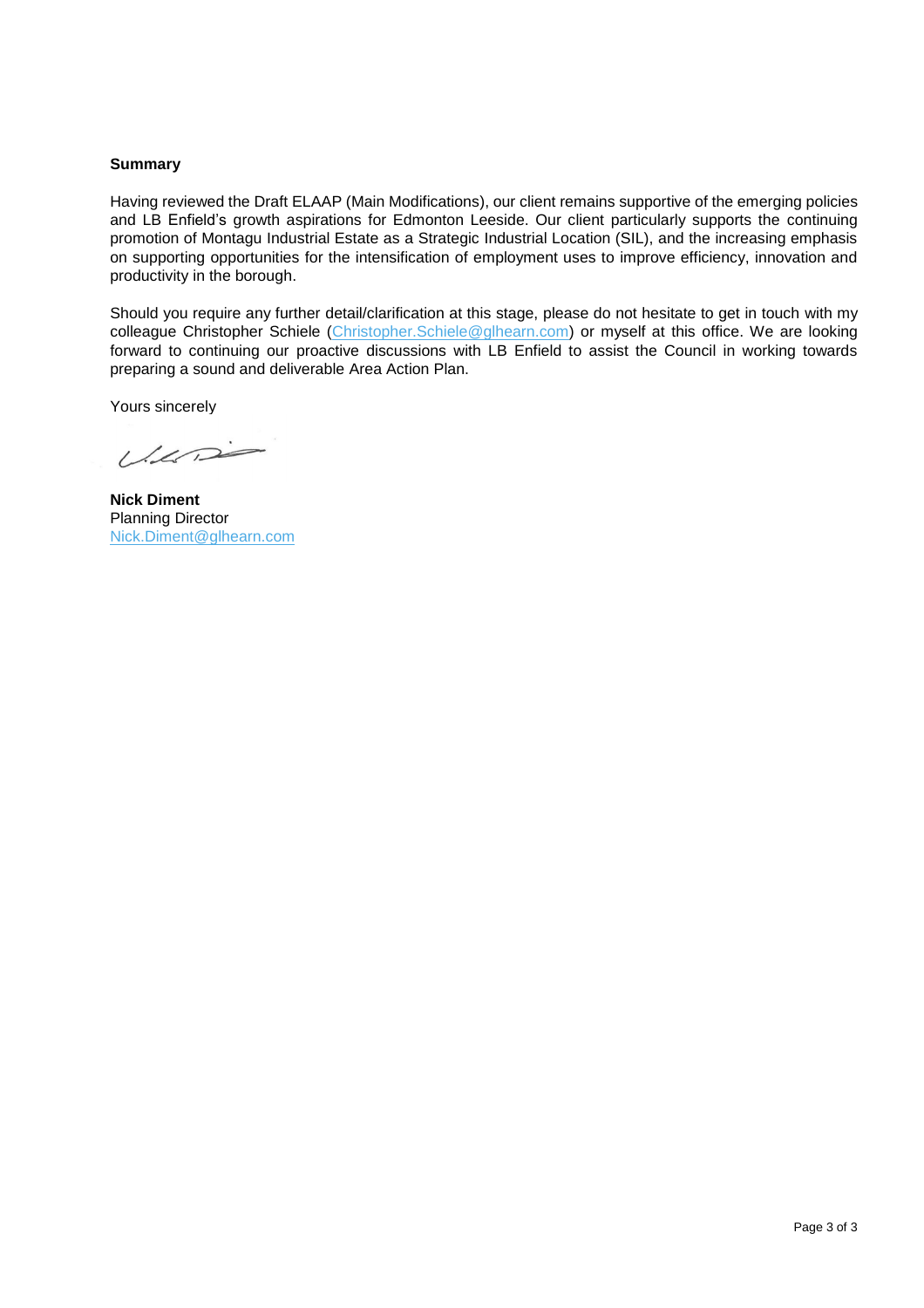**Summary**

Having reviewed the Draft ELAAP (Main Modifications), our client remains supportive of the emerging policies and LB Enfield's growth aspirations for Edmonton Leeside. Our client particularly supports the continuing promotion of Montagu Industrial Estate as a Strategic Industrial Location (SIL), and the increasing emphasis on supporting opportunities for the intensification of employment uses to improve efficiency, innovation and productivity in the borough.

Should you require any further detail/clarification at this stage, please do not hesitate to get in touch with my colleague Christopher Schiele (Christopher.Schiele@glhearn.com) or myself at this office. We are looking forward to continuing our proactive discussions with LB Enfield to assist the Council in working towards preparing a sound and deliverable Area Action Plan.

Yours sincerely

**Nick Diment**
Planning Director
Nick.Diment@glhearn.com